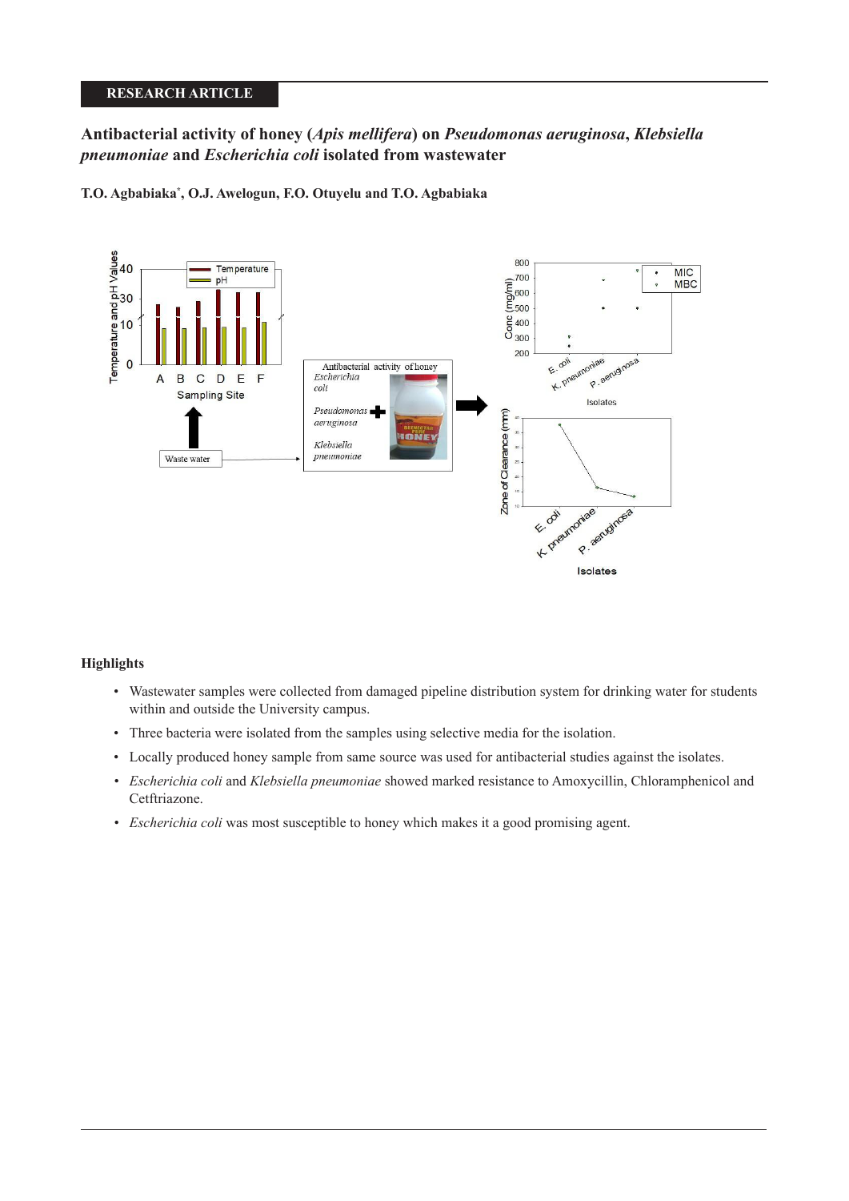RESEARCH ARTICLE

# Antibacterial activity of honey (*Apis mellifera*) on *Pseudomonas aeruginosa*, *Klebsiella pneumoniae* and *Escherichia coli* isolated from wastewater

**T.O. Agbabiaka*, O.J. Awelogun, F.O. Otuyelu and T.O. Agbabiaka**

## Highlights

- Wastewater samples were collected from damaged pipeline distribution system for drinking water for students within and outside the University campus.
- Three bacteria were isolated from the samples using selective media for the isolation.
- Locally produced honey sample from same source was used for antibacterial studies against the isolates.
- *Escherichia coli* and *Klebsiella pneumoniae* showed marked resistance to Amoxycillin, Chloramphenicol and Cetftriazone.
- *Escherichia coli* was most susceptible to honey which makes it a good promising agent.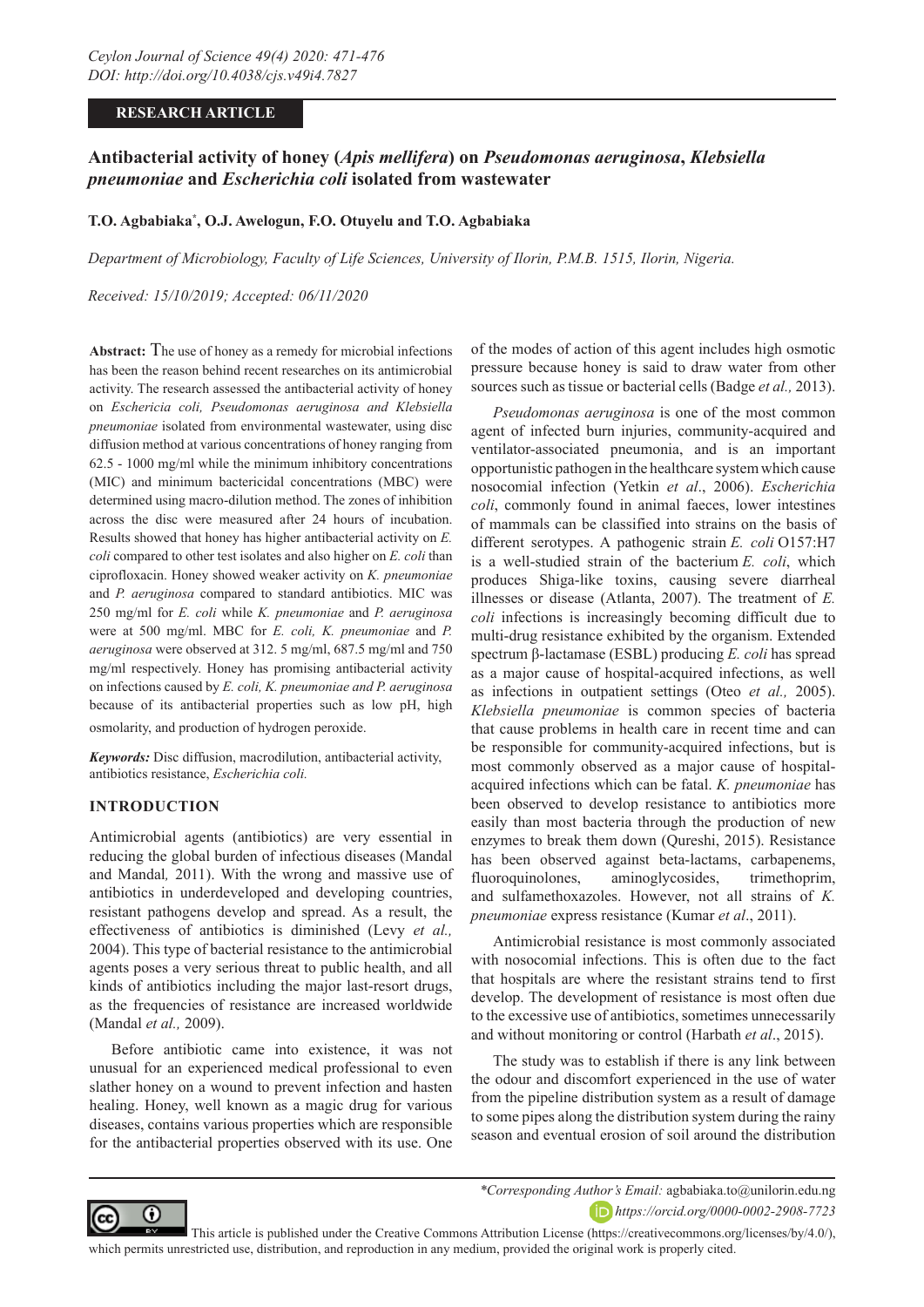Ceylon Journal of Science 49(4) 2020: 471-476
DOI: http://doi.org/10.4038/cjs.v49i4.7827

**RESEARCH ARTICLE**

# Antibacterial activity of honey (*Apis mellifera*) on *Pseudomonas aeruginosa*, *Klebsiella pneumoniae* and *Escherichia coli* isolated from wastewater

**T.O. Agbabiaka[*], O.J. Awelogun, F.O. Otuyelu and T.O. Agbabiaka**

*Department of Microbiology, Faculty of Life Sciences, University of Ilorin, P.M.B. 1515, Ilorin, Nigeria.*

*Received: 15/10/2019; Accepted: 06/11/2020*

**Abstract:** The use of honey as a remedy for microbial infections has been the reason behind recent researches on its antimicrobial activity. The research assessed the antibacterial activity of honey on *Eschericia coli, Pseudomonas aeruginosa and Klebsiella pneumoniae* isolated from environmental wastewater, using disc diffusion method at various concentrations of honey ranging from 62.5 - 1000 mg/ml while the minimum inhibitory concentrations (MIC) and minimum bactericidal concentrations (MBC) were determined using macro-dilution method. The zones of inhibition across the disc were measured after 24 hours of incubation. Results showed that honey has higher antibacterial activity on *E. coli* compared to other test isolates and also higher on *E. coli* than ciprofloxacin. Honey showed weaker activity on *K. pneumoniae* and *P. aeruginosa* compared to standard antibiotics. MIC was 250 mg/ml for *E. coli* while *K. pneumoniae* and *P. aeruginosa* were at 500 mg/ml. MBC for *E. coli, K. pneumoniae* and *P. aeruginosa* were observed at 312. 5 mg/ml, 687.5 mg/ml and 750 mg/ml respectively. Honey has promising antibacterial activity on infections caused by *E. coli, K. pneumoniae and P. aeruginosa* because of its antibacterial properties such as low pH, high osmolarity, and production of hydrogen peroxide.

***Keywords:*** Disc diffusion, macrodilution, antibacterial activity, antibiotics resistance, *Escherichia coli.*

## INTRODUCTION

Antimicrobial agents (antibiotics) are very essential in reducing the global burden of infectious diseases (Mandal and Mandal*,* 2011). With the wrong and massive use of antibiotics in underdeveloped and developing countries, resistant pathogens develop and spread. As a result, the effectiveness of antibiotics is diminished (Levy *et al.,* 2004). This type of bacterial resistance to the antimicrobial agents poses a very serious threat to public health, and all kinds of antibiotics including the major last-resort drugs, as the frequencies of resistance are increased worldwide (Mandal *et al.,* 2009).

Before antibiotic came into existence, it was not unusual for an experienced medical professional to even slather honey on a wound to prevent infection and hasten healing. Honey, well known as a magic drug for various diseases, contains various properties which are responsible for the antibacterial properties observed with its use. One of the modes of action of this agent includes high osmotic pressure because honey is said to draw water from other sources such as tissue or bacterial cells (Badge *et al.,* 2013).

*Pseudomonas aeruginosa* is one of the most common agent of infected burn injuries, community-acquired and ventilator-associated pneumonia, and is an important opportunistic pathogen in the healthcare system which cause nosocomial infection (Yetkin *et al*., 2006). *Escherichia coli*, commonly found in animal faeces, lower intestines of mammals can be classified into strains on the basis of different serotypes. A pathogenic strain *E. coli* O157:H7 is a well-studied strain of the bacterium *E. coli*, which produces Shiga-like toxins, causing severe diarrheal illnesses or disease (Atlanta, 2007). The treatment of *E. coli* infections is increasingly becoming difficult due to multi-drug resistance exhibited by the organism. Extended spectrum β-lactamase (ESBL) producing *E. coli* has spread as a major cause of hospital-acquired infections, as well as infections in outpatient settings (Oteo *et al.,* 2005). *Klebsiella pneumoniae* is common species of bacteria that cause problems in health care in recent time and can be responsible for community-acquired infections, but is most commonly observed as a major cause of hospital-acquired infections which can be fatal. *K. pneumoniae* has been observed to develop resistance to antibiotics more easily than most bacteria through the production of new enzymes to break them down (Qureshi, 2015). Resistance has been observed against beta-lactams, carbapenems, fluoroquinolones, aminoglycosides, trimethoprim, and sulfamethoxazoles. However, not all strains of *K. pneumoniae* express resistance (Kumar *et al*., 2011).

Antimicrobial resistance is most commonly associated with nosocomial infections. This is often due to the fact that hospitals are where the resistant strains tend to first develop. The development of resistance is most often due to the excessive use of antibiotics, sometimes unnecessarily and without monitoring or control (Harbath *et al*., 2015).

The study was to establish if there is any link between the odour and discomfort experienced in the use of water from the pipeline distribution system as a result of damage to some pipes along the distribution system during the rainy season and eventual erosion of soil around the distribution

*\*Corresponding Author's Email:* agbabiaka.to@unilorin.edu.ng
https://orcid.org/0000-0002-2908-7723

This article is published under the Creative Commons Attribution License (https://creativecommons.org/licenses/by/4.0/), which permits unrestricted use, distribution, and reproduction in any medium, provided the original work is properly cited.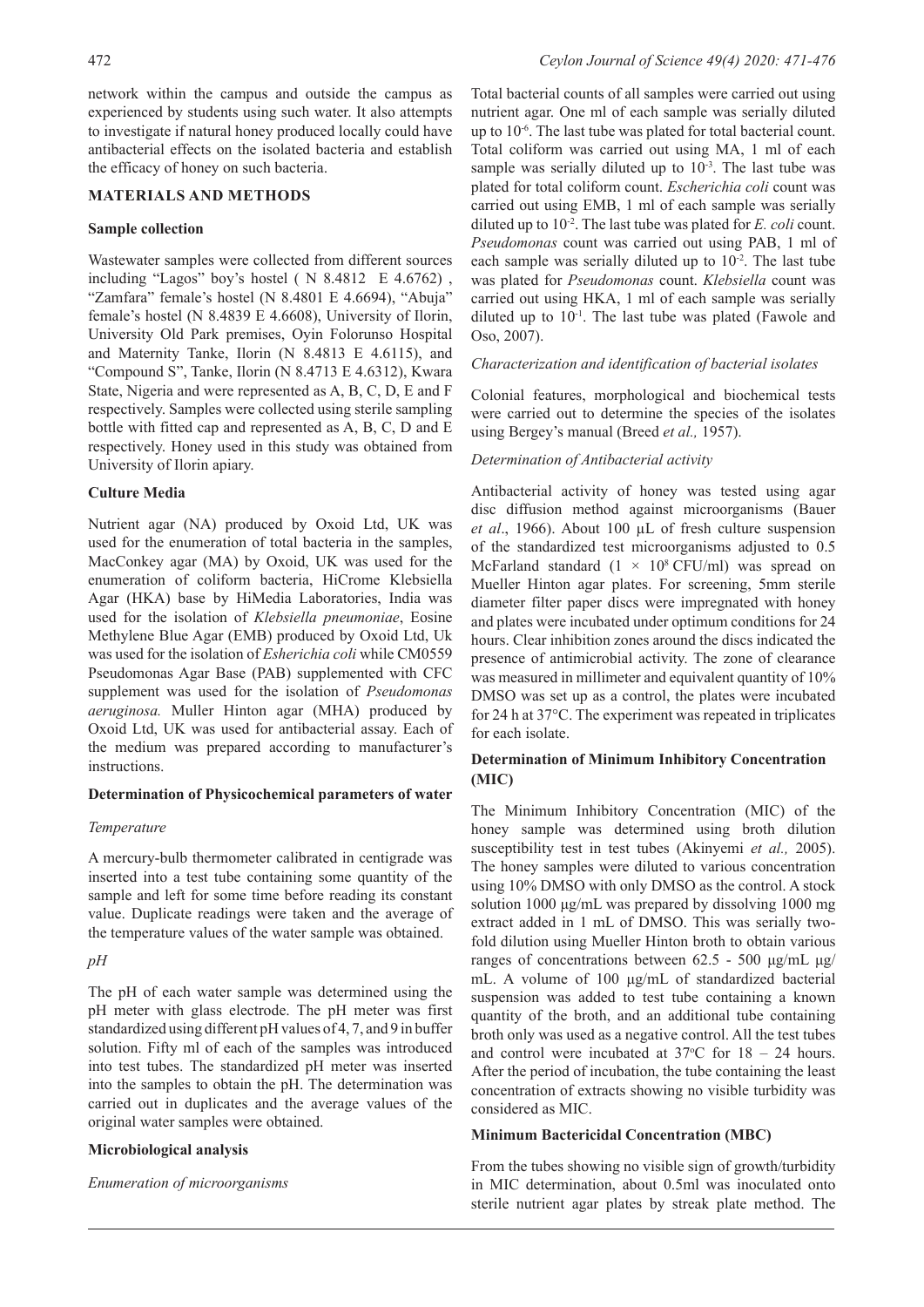network within the campus and outside the campus as experienced by students using such water. It also attempts to investigate if natural honey produced locally could have antibacterial effects on the isolated bacteria and establish the efficacy of honey on such bacteria.

## MATERIALS AND METHODS

### Sample collection

Wastewater samples were collected from different sources including "Lagos" boy's hostel ( N 8.4812 E 4.6762) , "Zamfara" female's hostel (N 8.4801 E 4.6694), "Abuja" female's hostel (N 8.4839 E 4.6608), University of Ilorin, University Old Park premises, Oyin Folorunso Hospital and Maternity Tanke, Ilorin (N 8.4813 E 4.6115), and "Compound S", Tanke, Ilorin (N 8.4713 E 4.6312), Kwara State, Nigeria and were represented as A, B, C, D, E and F respectively. Samples were collected using sterile sampling bottle with fitted cap and represented as A, B, C, D and E respectively. Honey used in this study was obtained from University of Ilorin apiary.

### Culture Media

Nutrient agar (NA) produced by Oxoid Ltd, UK was used for the enumeration of total bacteria in the samples, MacConkey agar (MA) by Oxoid, UK was used for the enumeration of coliform bacteria, HiCrome Klebsiella Agar (HKA) base by HiMedia Laboratories, India was used for the isolation of *Klebsiella pneumoniae*, Eosine Methylene Blue Agar (EMB) produced by Oxoid Ltd, Uk was used for the isolation of *Esherichia coli* while CM0559 Pseudomonas Agar Base (PAB) supplemented with CFC supplement was used for the isolation of *Pseudomonas aeruginosa.* Muller Hinton agar (MHA) produced by Oxoid Ltd, UK was used for antibacterial assay. Each of the medium was prepared according to manufacturer's instructions.

### Determination of Physicochemical parameters of water

#### *Temperature*

A mercury-bulb thermometer calibrated in centigrade was inserted into a test tube containing some quantity of the sample and left for some time before reading its constant value. Duplicate readings were taken and the average of the temperature values of the water sample was obtained.

#### *pH*

The pH of each water sample was determined using the pH meter with glass electrode. The pH meter was first standardized using different pH values of 4, 7, and 9 in buffer solution. Fifty ml of each of the samples was introduced into test tubes. The standardized pH meter was inserted into the samples to obtain the pH. The determination was carried out in duplicates and the average values of the original water samples were obtained.

### Microbiological analysis

#### *Enumeration of microorganisms*

Total bacterial counts of all samples were carried out using nutrient agar. One ml of each sample was serially diluted up to $10^{-6}$. The last tube was plated for total bacterial count. Total coliform was carried out using MA, 1 ml of each sample was serially diluted up to $10^{-3}$. The last tube was plated for total coliform count. *Escherichia coli* count was carried out using EMB, 1 ml of each sample was serially diluted up to $10^{-2}$. The last tube was plated for *E. coli* count. *Pseudomonas* count was carried out using PAB, 1 ml of each sample was serially diluted up to $10^{-2}$. The last tube was plated for *Pseudomonas* count. *Klebsiella* count was carried out using HKA, 1 ml of each sample was serially diluted up to $10^{-1}$. The last tube was plated (Fawole and Oso, 2007).

#### *Characterization and identification of bacterial isolates*

Colonial features, morphological and biochemical tests were carried out to determine the species of the isolates using Bergey's manual (Breed *et al.,* 1957).

#### *Determination of Antibacterial activity*

Antibacterial activity of honey was tested using agar disc diffusion method against microorganisms (Bauer *et al*., 1966). About 100 µL of fresh culture suspension of the standardized test microorganisms adjusted to 0.5 McFarland standard ($1 \times 10^8$ CFU/ml) was spread on Mueller Hinton agar plates. For screening, 5mm sterile diameter filter paper discs were impregnated with honey and plates were incubated under optimum conditions for 24 hours. Clear inhibition zones around the discs indicated the presence of antimicrobial activity. The zone of clearance was measured in millimeter and equivalent quantity of 10% DMSO was set up as a control, the plates were incubated for 24 h at 37°C. The experiment was repeated in triplicates for each isolate.

### Determination of Minimum Inhibitory Concentration (MIC)

The Minimum Inhibitory Concentration (MIC) of the honey sample was determined using broth dilution susceptibility test in test tubes (Akinyemi *et al.,* 2005). The honey samples were diluted to various concentration using 10% DMSO with only DMSO as the control. A stock solution 1000 µg/mL was prepared by dissolving 1000 mg extract added in 1 mL of DMSO. This was serially two-fold dilution using Mueller Hinton broth to obtain various ranges of concentrations between 62.5 - 500 µg/mL µg/mL. A volume of 100 µg/mL of standardized bacterial suspension was added to test tube containing a known quantity of the broth, and an additional tube containing broth only was used as a negative control. All the test tubes and control were incubated at 37°C for 18 – 24 hours. After the period of incubation, the tube containing the least concentration of extracts showing no visible turbidity was considered as MIC.

### Minimum Bactericidal Concentration (MBC)

From the tubes showing no visible sign of growth/turbidity in MIC determination, about 0.5ml was inoculated onto sterile nutrient agar plates by streak plate method. The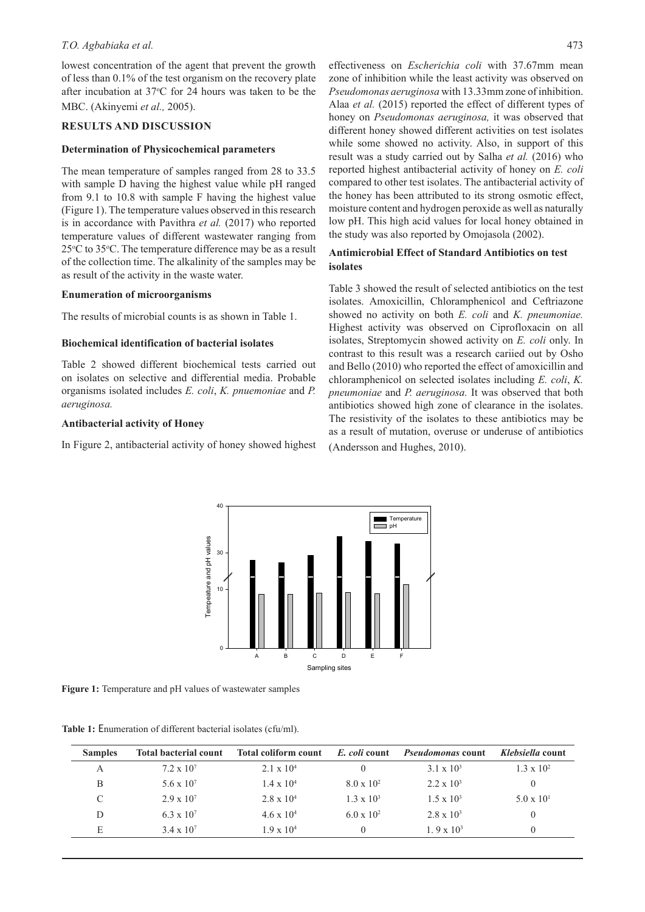lowest concentration of the agent that prevent the growth of less than 0.1% of the test organism on the recovery plate after incubation at 37°C for 24 hours was taken to be the MBC. (Akinyemi *et al.,* 2005).

## RESULTS AND DISCUSSION

### Determination of Physicochemical parameters

The mean temperature of samples ranged from 28 to 33.5 with sample D having the highest value while pH ranged from 9.1 to 10.8 with sample F having the highest value (Figure 1). The temperature values observed in this research is in accordance with Pavithra *et al.* (2017) who reported temperature values of different wastewater ranging from 25°C to 35°C. The temperature difference may be as a result of the collection time. The alkalinity of the samples may be as result of the activity in the waste water.

### Enumeration of microorganisms

The results of microbial counts is as shown in Table 1.

### Biochemical identification of bacterial isolates

Table 2 showed different biochemical tests carried out on isolates on selective and differential media. Probable organisms isolated includes *E. coli*, *K. pnuemoniae* and *P. aeruginosa.*

### Antibacterial activity of Honey

In Figure 2, antibacterial activity of honey showed highest effectiveness on *Escherichia coli* with 37.67mm mean zone of inhibition while the least activity was observed on *Pseudomonas aeruginosa* with 13.33mm zone of inhibition. Alaa *et al.* (2015) reported the effect of different types of honey on *Pseudomonas aeruginosa,* it was observed that different honey showed different activities on test isolates while some showed no activity. Also, in support of this result was a study carried out by Salha *et al.* (2016) who reported highest antibacterial activity of honey on *E. coli* compared to other test isolates. The antibacterial activity of the honey has been attributed to its strong osmotic effect, moisture content and hydrogen peroxide as well as naturally low pH. This high acid values for local honey obtained in the study was also reported by Omojasola (2002).

### Antimicrobial Effect of Standard Antibiotics on test isolates

Table 3 showed the result of selected antibiotics on the test isolates. Amoxicillin, Chloramphenicol and Ceftriazone showed no activity on both *E. coli* and *K. pneumoniae.* Highest activity was observed on Ciprofloxacin on all isolates, Streptomycin showed activity on *E. coli* only. In contrast to this result was a research cariied out by Osho and Bello (2010) who reported the effect of amoxicillin and chloramphenicol on selected isolates including *E. coli*, *K. pneumoniae* and *P. aeruginosa.* It was observed that both antibiotics showed high zone of clearance in the isolates. The resistivity of the isolates to these antibiotics may be as a result of mutation, overuse or underuse of antibiotics (Andersson and Hughes, 2010).

**Figure 1:** Temperature and pH values of wastewater samples

**Table 1:** Enumeration of different bacterial isolates (cfu/ml).

| Samples | Total bacterial count | Total coliform count | *E. coli* count | *Pseudomonas* count | *Klebsiella* count |
|---|---|---|---|---|---|
| A | $7.2 \times 10^7$ | $2.1 \times 10^4$ | 0 | $3.1 \times 10^3$ | $1.3 \times 10^2$ |
| B | $5.6 \times 10^7$ | $1.4 \times 10^4$ | $8.0 \times 10^2$ | $2.2 \times 10^3$ | 0 |
| C | $2.9 \times 10^7$ | $2.8 \times 10^4$ | $1.3 \times 10^3$ | $1.5 \times 10^3$ | $5.0 \times 10^1$ |
| D | $6.3 \times 10^7$ | $4.6 \times 10^4$ | $6.0 \times 10^2$ | $2.8 \times 10^3$ | 0 |
| E | $3.4 \times 10^7$ | $1.9 \times 10^4$ | 0 | $1.9 \times 10^3$ | 0 |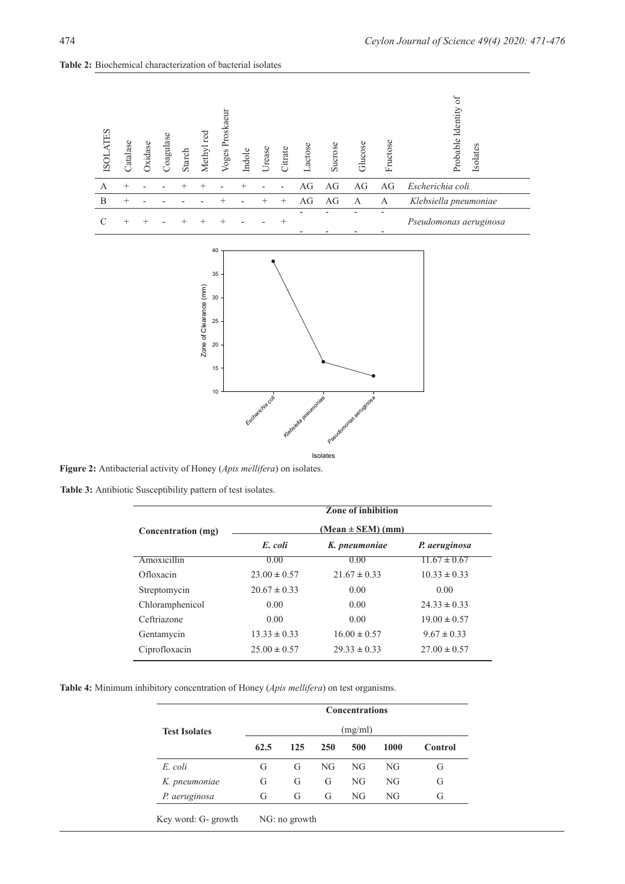**Table 2:** Biochemical characterization of bacterial isolates

| ISOLATES | Catalase | Oxidase | Coagulase | Starch | Methyl red | Voges Proskaeur | Indole | Urease | Citrate | Lactose | Sucrose | Glucose | Fructose | Probable Identity of Isolates |
|---|---|---|---|---|---|---|---|---|---|---|---|---|---|---|
| A | + | - | - | + | + | - | + | - | - | AG | AG | AG | AG | *Escherichia coli* |
| B | + | - | - | - | - | + | - | + | + | AG | AG | A | A | *Klebsiella pneumoniae* |
| C | + | + | - | + | + | + | - | - | + | - - | - - | - - | - - | *Pseudomonas aeruginosa* |

**Figure 2:** Antibacterial activity of Honey (*Apis mellifera*) on isolates.

**Table 3:** Antibiotic Susceptibility pattern of test isolates.

| Concentration (mg) | Zone of inhibition (Mean ± SEM) (mm) | | |
|---|---|---|---|
| | *E. coli* | *K. pneumoniae* | *P. aeruginosa* |
| Amoxicillin | 0.00 | 0.00 | 11.67 ± 0.67 |
| Ofloxacin | 23.00 ± 0.57 | 21.67 ± 0.33 | 10.33 ± 0.33 |
| Streptomycin | 20.67 ± 0.33 | 0.00 | 0.00 |
| Chloramphenicol | 0.00 | 0.00 | 24.33 ± 0.33 |
| Ceftriazone | 0.00 | 0.00 | 19.00 ± 0.57 |
| Gentamycin | 13.33 ± 0.33 | 16.00 ± 0.57 | 9.67 ± 0.33 |
| Ciprofloxacin | 25.00 ± 0.57 | 29.33 ± 0.33 | 27.00 ± 0.57 |

**Table 4:** Minimum inhibitory concentration of Honey (*Apis mellifera*) on test organisms.

| Test Isolates | Concentrations (mg/ml) | | | | | |
|---|---|---|---|---|---|---|
| | 62.5 | 125 | 250 | 500 | 1000 | Control |
| *E. coli* | G | G | NG | NG | NG | G |
| *K. pneumoniae* | G | G | G | NG | NG | G |
| *P. aeruginosa* | G | G | G | NG | NG | G |

Key word: G- growth NG: no growth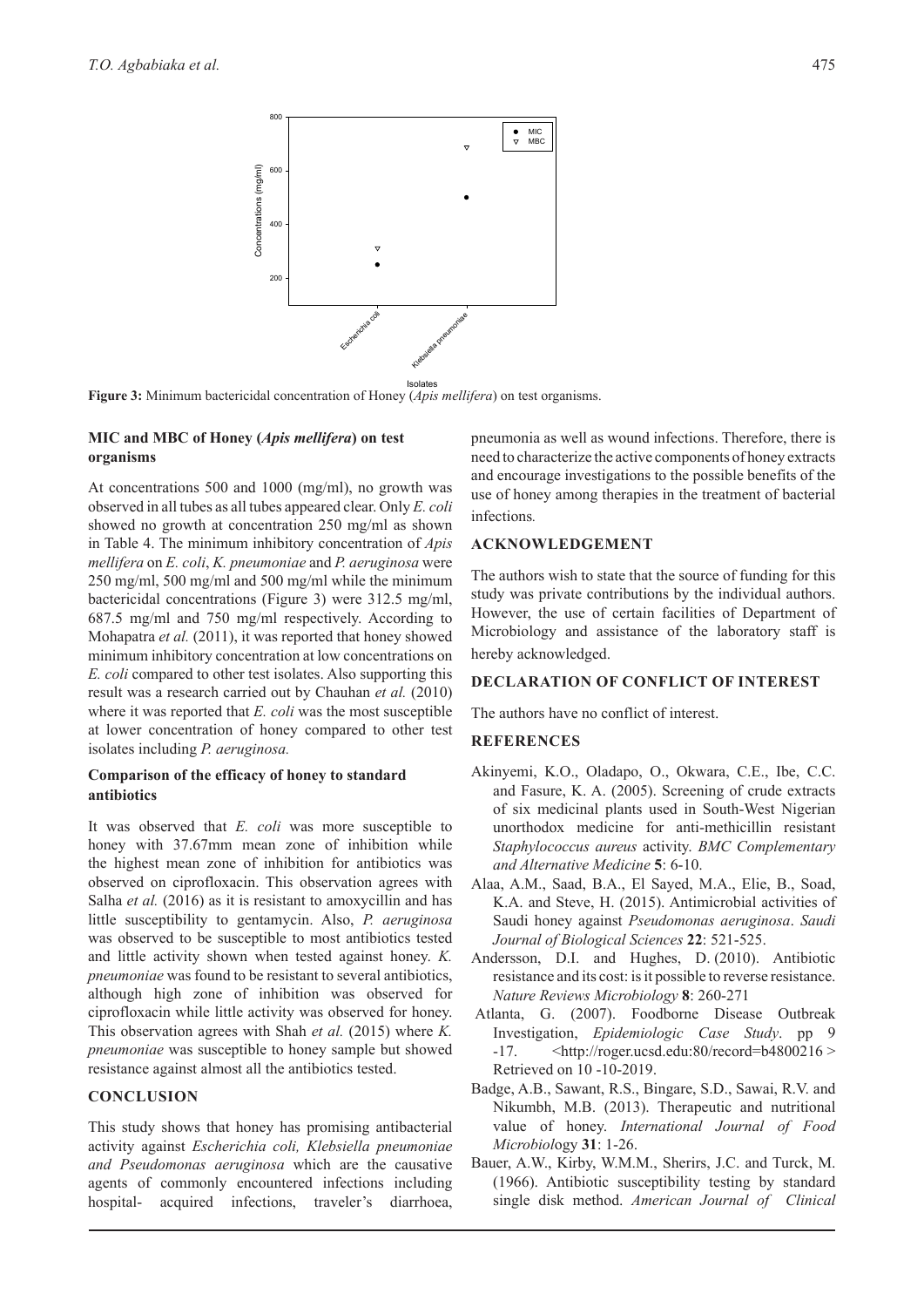**Figure 3:** Minimum bactericidal concentration of Honey (*Apis mellifera*) on test organisms.

### MIC and MBC of Honey (*Apis mellifera*) on test organisms

At concentrations 500 and 1000 (mg/ml), no growth was observed in all tubes as all tubes appeared clear. Only *E. coli* showed no growth at concentration 250 mg/ml as shown in Table 4. The minimum inhibitory concentration of *Apis mellifera* on *E. coli*, *K. pneumoniae* and *P. aeruginosa* were 250 mg/ml, 500 mg/ml and 500 mg/ml while the minimum bactericidal concentrations (Figure 3) were 312.5 mg/ml, 687.5 mg/ml and 750 mg/ml respectively. According to Mohapatra *et al.* (2011), it was reported that honey showed minimum inhibitory concentration at low concentrations on *E. coli* compared to other test isolates. Also supporting this result was a research carried out by Chauhan *et al.* (2010) where it was reported that *E. coli* was the most susceptible at lower concentration of honey compared to other test isolates including *P. aeruginosa.*

### Comparison of the efficacy of honey to standard antibiotics

It was observed that *E. coli* was more susceptible to honey with 37.67mm mean zone of inhibition while the highest mean zone of inhibition for antibiotics was observed on ciprofloxacin. This observation agrees with Salha *et al.* (2016) as it is resistant to amoxycillin and has little susceptibility to gentamycin. Also, *P. aeruginosa* was observed to be susceptible to most antibiotics tested and little activity shown when tested against honey. *K. pneumoniae* was found to be resistant to several antibiotics, although high zone of inhibition was observed for ciprofloxacin while little activity was observed for honey. This observation agrees with Shah *et al.* (2015) where *K. pneumoniae* was susceptible to honey sample but showed resistance against almost all the antibiotics tested.

## CONCLUSION

This study shows that honey has promising antibacterial activity against *Escherichia coli, Klebsiella pneumoniae and Pseudomonas aeruginosa* which are the causative agents of commonly encountered infections including hospital- acquired infections, traveler's diarrhoea, pneumonia as well as wound infections. Therefore, there is need to characterize the active components of honey extracts and encourage investigations to the possible benefits of the use of honey among therapies in the treatment of bacterial infections*.*

## ACKNOWLEDGEMENT

The authors wish to state that the source of funding for this study was private contributions by the individual authors. However, the use of certain facilities of Department of Microbiology and assistance of the laboratory staff is hereby acknowledged.

## DECLARATION OF CONFLICT OF INTEREST

The authors have no conflict of interest.

## REFERENCES

Akinyemi, K.O., Oladapo, O., Okwara, C.E., Ibe, C.C. and Fasure, K. A. (2005). Screening of crude extracts of six medicinal plants used in South-West Nigerian unorthodox medicine for anti-methicillin resistant *Staphylococcus aureus* activity. *BMC Complementary and Alternative Medicine* **5**: 6-10.

Alaa, A.M., Saad, B.A., El Sayed, M.A., Elie, B., Soad, K.A. and Steve, H. (2015). Antimicrobial activities of Saudi honey against *Pseudomonas aeruginosa*. *Saudi Journal of Biological Sciences* **22**: 521-525.

Andersson, D.I. and Hughes, D. (2010). Antibiotic resistance and its cost: is it possible to reverse resistance. *Nature Reviews Microbiology* **8**: 260-271

Atlanta, G. (2007). Foodborne Disease Outbreak Investigation, *Epidemiologic Case Study*. pp 9 -17. <http://roger.ucsd.edu:80/record=b4800216 > Retrieved on 10 -10-2019.

Badge, A.B., Sawant, R.S., Bingare, S.D., Sawai, R.V. and Nikumbh, M.B. (2013). Therapeutic and nutritional value of honey. *International Journal of Food Microbiol*ogy **31**: 1-26.

Bauer, A.W., Kirby, W.M.M., Sherirs, J.C. and Turck, M. (1966). Antibiotic susceptibility testing by standard single disk method. *American Journal of Clinical*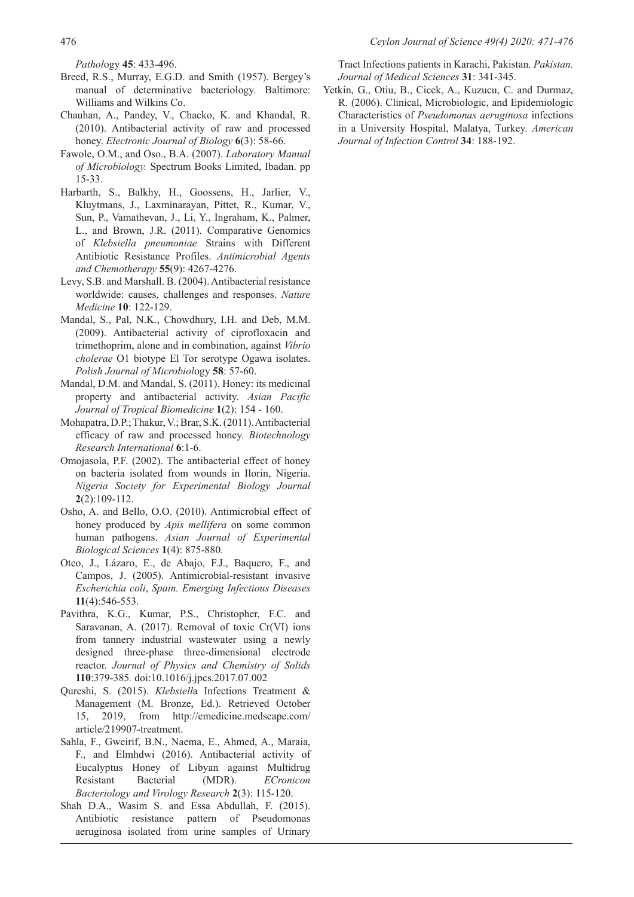*Patholog*y **45**: 433-496.

Breed, R.S., Murray, E.G.D. and Smith (1957). Bergey's manual of determinative bacteriology. Baltimore: Williams and Wilkins Co.

Chauhan, A., Pandey, V., Chacko, K. and Khandal, R. (2010). Antibacterial activity of raw and processed honey. *Electronic Journal of Biology* **6**(3): 58-66.

Fawole, O.M., and Oso., B.A. (2007). *Laboratory Manual of Microbiology.* Spectrum Books Limited, Ibadan. pp 15-33.

Harbarth, S., Balkhy, H., Goossens, H., Jarlier, V., Kluytmans, J., Laxminarayan, Pittet, R., Kumar, V., Sun, P., Vamathevan, J., Li, Y., Ingraham, K., Palmer, L., and Brown, J.R. (2011). Comparative Genomics of *Klebsiella pneumoniae* Strains with Different Antibiotic Resistance Profiles. *Antimicrobial Agents and Chemotherapy* **55**(9): 4267-4276.

Levy, S.B. and Marshall. B. (2004). Antibacterial resistance worldwide: causes, challenges and responses. *Nature Medicine* **10**: 122-129.

Mandal, S., Pal, N.K., Chowdhury, I.H. and Deb, M.M. (2009). Antibacterial activity of ciprofloxacin and trimethoprim, alone and in combination, against *Vibrio cholerae* O1 biotype El Tor serotype Ogawa isolates. *Polish Journal of Microbiol*ogy **58**: 57-60.

Mandal, D.M. and Mandal, S. (2011). Honey: its medicinal property and antibacterial activity. *Asian Pacific Journal of Tropical Biomedicine* **1**(2): 154 - 160.

Mohapatra, D.P.; Thakur, V.; Brar, S.K. (2011). Antibacterial efficacy of raw and processed honey. *Biotechnology Research International* **6**:1-6.

Omojasola, P.F. (2002). The antibacterial effect of honey on bacteria isolated from wounds in Ilorin, Nigeria. *Nigeria Society for Experimental Biology Journal* **2**(2):109-112.

Osho, A. and Bello, O.O. (2010). Antimicrobial effect of honey produced by *Apis mellifera* on some common human pathogens. *Asian Journal of Experimental Biological Sciences* **1**(4): 875-880.

Oteo, J., Lázaro, E., de Abajo, F.J., Baquero, F., and Campos, J. (2005). Antimicrobial-resistant invasive *Escherichia coli*, *Spain. Emerging Infectious Diseases* **11**(4):546-553.

Pavithra, K.G., Kumar, P.S., Christopher, F.C. and Saravanan, A. (2017). Removal of toxic Cr(VI) ions from tannery industrial wastewater using a newly designed three-phase three-dimensional electrode reactor. *Journal of Physics and Chemistry of Solids* **110**:379-385*.* doi:10.1016/j.jpcs.2017.07.002

Qureshi, S. (2015). *Klebsiell*a Infections Treatment & Management (M. Bronze, Ed.). Retrieved October 15, 2019, from http://emedicine.medscape.com/article/219907-treatment.

Sahla, F., Gweirif, B.N., Naema, E., Ahmed, A., Maraia, F., and Elmhdwi (2016). Antibacterial activity of Eucalyptus Honey of Libyan against Multidrug Resistant Bacterial (MDR). *ECronicon Bacteriology and Virology Research* **2**(3): 115-120.

Shah D.A., Wasim S. and Essa Abdullah, F. (2015). Antibiotic resistance pattern of Pseudomonas aeruginosa isolated from urine samples of Urinary Tract Infections patients in Karachi, Pakistan. *Pakistan. Journal of Medical Sciences* **31**: 341-345.

Yetkin, G., Otiu, B., Cicek, A., Kuzucu, C. and Durmaz, R. (2006). Clinical, Microbiologic, and Epidemiologic Characteristics of *Pseudomonas aeruginosa* infections in a University Hospital, Malatya, Turkey. *American Journal of Infection Control* **34**: 188-192.